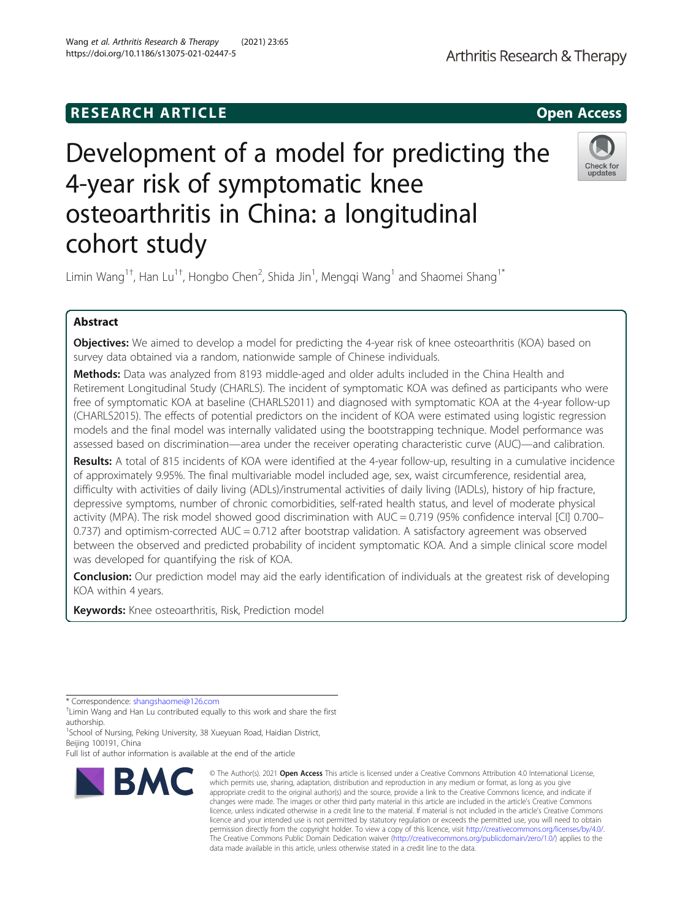RESEARCH ARTICLE

Open Access

# Development of a model for predicting the 4-year risk of symptomatic knee osteoarthritis in China: a longitudinal cohort study

Limin Wang[1†], Han Lu[1†], Hongbo Chen[2], Shida Jin[1], Mengqi Wang[1] and Shaomei Shang[1*]

## Abstract

**Objectives:** We aimed to develop a model for predicting the 4-year risk of knee osteoarthritis (KOA) based on survey data obtained via a random, nationwide sample of Chinese individuals.

**Methods:** Data was analyzed from 8193 middle-aged and older adults included in the China Health and Retirement Longitudinal Study (CHARLS). The incident of symptomatic KOA was defined as participants who were free of symptomatic KOA at baseline (CHARLS2011) and diagnosed with symptomatic KOA at the 4-year follow-up (CHARLS2015). The effects of potential predictors on the incident of KOA were estimated using logistic regression models and the final model was internally validated using the bootstrapping technique. Model performance was assessed based on discrimination—area under the receiver operating characteristic curve (AUC)—and calibration.

**Results:** A total of 815 incidents of KOA were identified at the 4-year follow-up, resulting in a cumulative incidence of approximately 9.95%. The final multivariable model included age, sex, waist circumference, residential area, difficulty with activities of daily living (ADLs)/instrumental activities of daily living (IADLs), history of hip fracture, depressive symptoms, number of chronic comorbidities, self-rated health status, and level of moderate physical activity (MPA). The risk model showed good discrimination with AUC = 0.719 (95% confidence interval [CI] 0.700–0.737) and optimism-corrected AUC = 0.712 after bootstrap validation. A satisfactory agreement was observed between the observed and predicted probability of incident symptomatic KOA. And a simple clinical score model was developed for quantifying the risk of KOA.

**Conclusion:** Our prediction model may aid the early identification of individuals at the greatest risk of developing KOA within 4 years.

**Keywords:** Knee osteoarthritis, Risk, Prediction model

---

* Correspondence: shangshaomei@126.com

†Limin Wang and Han Lu contributed equally to this work and share the first authorship.

[1]School of Nursing, Peking University, 38 Xueyuan Road, Haidian District, Beijing 100191, China

Full list of author information is available at the end of the article

© The Author(s). 2021 **Open Access** This article is licensed under a Creative Commons Attribution 4.0 International License, which permits use, sharing, adaptation, distribution and reproduction in any medium or format, as long as you give appropriate credit to the original author(s) and the source, provide a link to the Creative Commons licence, and indicate if changes were made. The images or other third party material in this article are included in the article's Creative Commons licence, unless indicated otherwise in a credit line to the material. If material is not included in the article's Creative Commons licence and your intended use is not permitted by statutory regulation or exceeds the permitted use, you will need to obtain permission directly from the copyright holder. To view a copy of this licence, visit http://creativecommons.org/licenses/by/4.0/. The Creative Commons Public Domain Dedication waiver (http://creativecommons.org/publicdomain/zero/1.0/) applies to the data made available in this article, unless otherwise stated in a credit line to the data.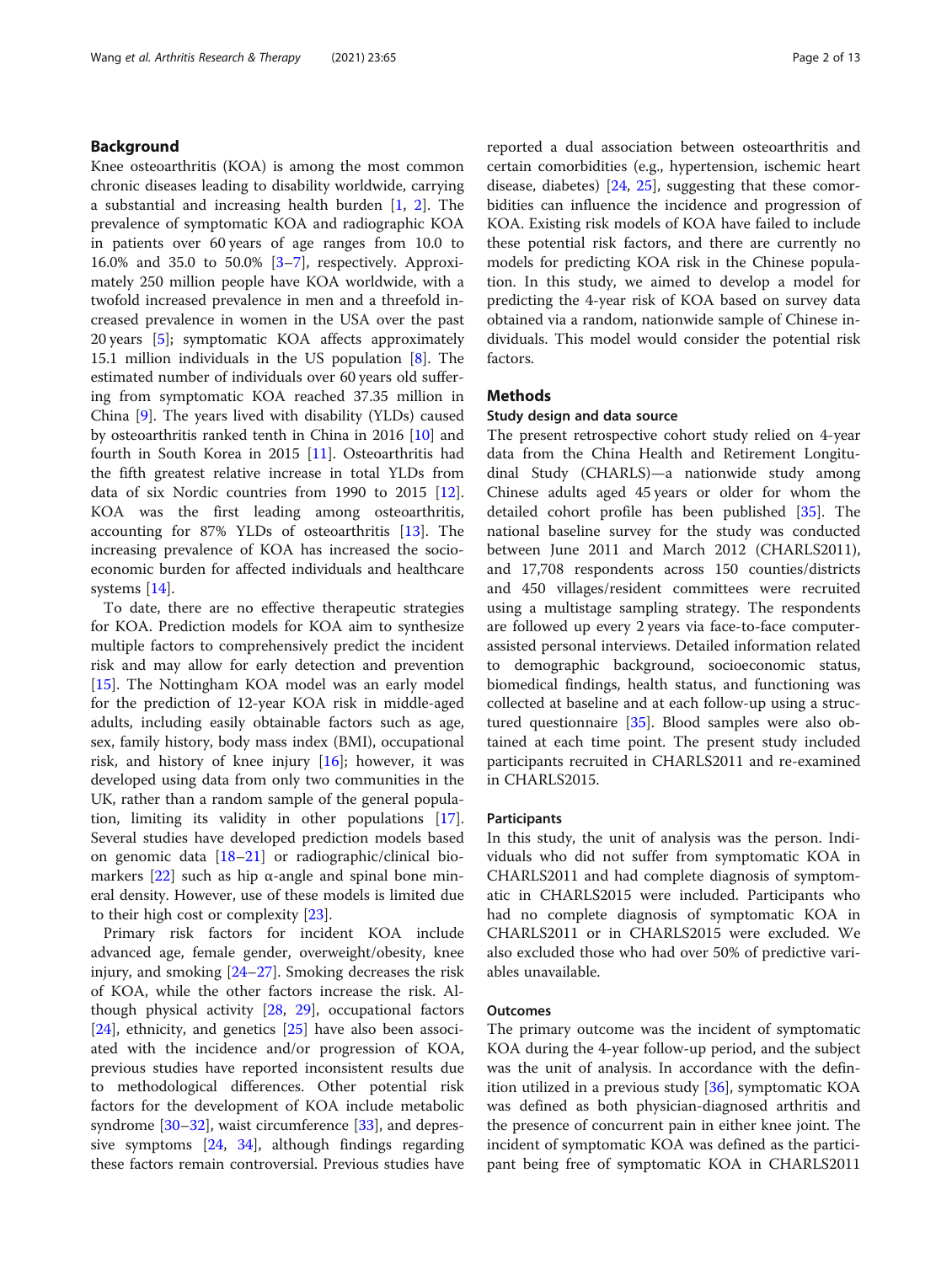## Background

Knee osteoarthritis (KOA) is among the most common chronic diseases leading to disability worldwide, carrying a substantial and increasing health burden [1, 2]. The prevalence of symptomatic KOA and radiographic KOA in patients over 60 years of age ranges from 10.0 to 16.0% and 35.0 to 50.0% [3–7], respectively. Approximately 250 million people have KOA worldwide, with a twofold increased prevalence in men and a threefold increased prevalence in women in the USA over the past 20 years [5]; symptomatic KOA affects approximately 15.1 million individuals in the US population [8]. The estimated number of individuals over 60 years old suffering from symptomatic KOA reached 37.35 million in China [9]. The years lived with disability (YLDs) caused by osteoarthritis ranked tenth in China in 2016 [10] and fourth in South Korea in 2015 [11]. Osteoarthritis had the fifth greatest relative increase in total YLDs from data of six Nordic countries from 1990 to 2015 [12]. KOA was the first leading among osteoarthritis, accounting for 87% YLDs of osteoarthritis [13]. The increasing prevalence of KOA has increased the socioeconomic burden for affected individuals and healthcare systems [14].

To date, there are no effective therapeutic strategies for KOA. Prediction models for KOA aim to synthesize multiple factors to comprehensively predict the incident risk and may allow for early detection and prevention [15]. The Nottingham KOA model was an early model for the prediction of 12-year KOA risk in middle-aged adults, including easily obtainable factors such as age, sex, family history, body mass index (BMI), occupational risk, and history of knee injury [16]; however, it was developed using data from only two communities in the UK, rather than a random sample of the general population, limiting its validity in other populations [17]. Several studies have developed prediction models based on genomic data [18–21] or radiographic/clinical biomarkers [22] such as hip α-angle and spinal bone mineral density. However, use of these models is limited due to their high cost or complexity [23].

Primary risk factors for incident KOA include advanced age, female gender, overweight/obesity, knee injury, and smoking [24–27]. Smoking decreases the risk of KOA, while the other factors increase the risk. Although physical activity [28, 29], occupational factors [24], ethnicity, and genetics [25] have also been associated with the incidence and/or progression of KOA, previous studies have reported inconsistent results due to methodological differences. Other potential risk factors for the development of KOA include metabolic syndrome [30–32], waist circumference [33], and depressive symptoms [24, 34], although findings regarding these factors remain controversial. Previous studies have reported a dual association between osteoarthritis and certain comorbidities (e.g., hypertension, ischemic heart disease, diabetes) [24, 25], suggesting that these comorbidities can influence the incidence and progression of KOA. Existing risk models of KOA have failed to include these potential risk factors, and there are currently no models for predicting KOA risk in the Chinese population. In this study, we aimed to develop a model for predicting the 4-year risk of KOA based on survey data obtained via a random, nationwide sample of Chinese individuals. This model would consider the potential risk factors.

## Methods

### Study design and data source

The present retrospective cohort study relied on 4-year data from the China Health and Retirement Longitudinal Study (CHARLS)—a nationwide study among Chinese adults aged 45 years or older for whom the detailed cohort profile has been published [35]. The national baseline survey for the study was conducted between June 2011 and March 2012 (CHARLS2011), and 17,708 respondents across 150 counties/districts and 450 villages/resident committees were recruited using a multistage sampling strategy. The respondents are followed up every 2 years via face-to-face computer-assisted personal interviews. Detailed information related to demographic background, socioeconomic status, biomedical findings, health status, and functioning was collected at baseline and at each follow-up using a structured questionnaire [35]. Blood samples were also obtained at each time point. The present study included participants recruited in CHARLS2011 and re-examined in CHARLS2015.

### Participants

In this study, the unit of analysis was the person. Individuals who did not suffer from symptomatic KOA in CHARLS2011 and had complete diagnosis of symptomatic in CHARLS2015 were included. Participants who had no complete diagnosis of symptomatic KOA in CHARLS2011 or in CHARLS2015 were excluded. We also excluded those who had over 50% of predictive variables unavailable.

### Outcomes

The primary outcome was the incident of symptomatic KOA during the 4-year follow-up period, and the subject was the unit of analysis. In accordance with the definition utilized in a previous study [36], symptomatic KOA was defined as both physician-diagnosed arthritis and the presence of concurrent pain in either knee joint. The incident of symptomatic KOA was defined as the participant being free of symptomatic KOA in CHARLS2011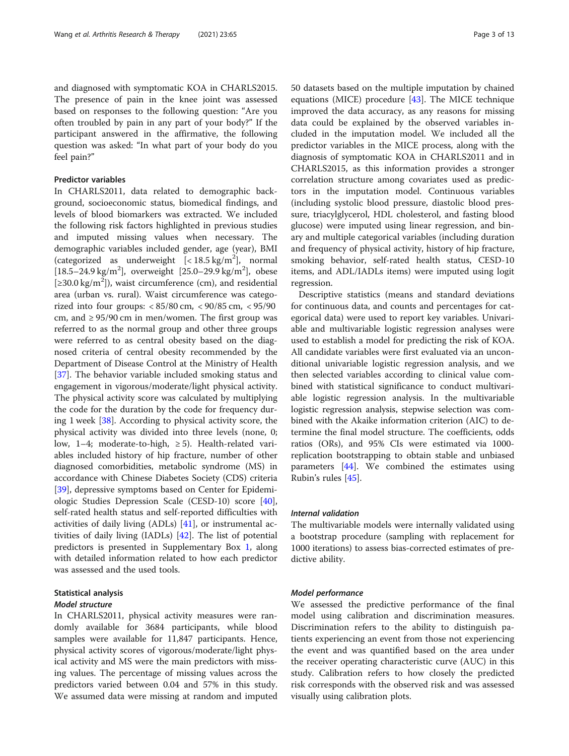and diagnosed with symptomatic KOA in CHARLS2015. The presence of pain in the knee joint was assessed based on responses to the following question: "Are you often troubled by pain in any part of your body?" If the participant answered in the affirmative, the following question was asked: "In what part of your body do you feel pain?"

### Predictor variables

In CHARLS2011, data related to demographic background, socioeconomic status, biomedical findings, and levels of blood biomarkers was extracted. We included the following risk factors highlighted in previous studies and imputed missing values when necessary. The demographic variables included gender, age (year), BMI (categorized as underweight [< 18.5 kg/m$^2$], normal [18.5–24.9 kg/m$^2$], overweight [25.0–29.9 kg/m$^2$], obese [≥30.0 kg/m$^2$]), waist circumference (cm), and residential area (urban vs. rural). Waist circumference was categorized into four groups: < 85/80 cm, < 90/85 cm, < 95/90 cm, and ≥ 95/90 cm in men/women. The first group was referred to as the normal group and other three groups were referred to as central obesity based on the diagnosed criteria of central obesity recommended by the Department of Disease Control at the Ministry of Health [37]. The behavior variable included smoking status and engagement in vigorous/moderate/light physical activity. The physical activity score was calculated by multiplying the code for the duration by the code for frequency during 1 week [38]. According to physical activity score, the physical activity was divided into three levels (none, 0; low, 1–4; moderate-to-high, ≥ 5). Health-related variables included history of hip fracture, number of other diagnosed comorbidities, metabolic syndrome (MS) in accordance with Chinese Diabetes Society (CDS) criteria [39], depressive symptoms based on Center for Epidemiologic Studies Depression Scale (CESD-10) score [40], self-rated health status and self-reported difficulties with activities of daily living (ADLs) [41], or instrumental activities of daily living (IADLs) [42]. The list of potential predictors is presented in Supplementary Box 1, along with detailed information related to how each predictor was assessed and the used tools.

### Statistical analysis

#### *Model structure*

In CHARLS2011, physical activity measures were randomly available for 3684 participants, while blood samples were available for 11,847 participants. Hence, physical activity scores of vigorous/moderate/light physical activity and MS were the main predictors with missing values. The percentage of missing values across the predictors varied between 0.04 and 57% in this study. We assumed data were missing at random and imputed 50 datasets based on the multiple imputation by chained equations (MICE) procedure [43]. The MICE technique improved the data accuracy, as any reasons for missing data could be explained by the observed variables included in the imputation model. We included all the predictor variables in the MICE process, along with the diagnosis of symptomatic KOA in CHARLS2011 and in CHARLS2015, as this information provides a stronger correlation structure among covariates used as predictors in the imputation model. Continuous variables (including systolic blood pressure, diastolic blood pressure, triacylglycerol, HDL cholesterol, and fasting blood glucose) were imputed using linear regression, and binary and multiple categorical variables (including duration and frequency of physical activity, history of hip fracture, smoking behavior, self-rated health status, CESD-10 items, and ADL/IADLs items) were imputed using logit regression.

Descriptive statistics (means and standard deviations for continuous data, and counts and percentages for categorical data) were used to report key variables. Univariable and multivariable logistic regression analyses were used to establish a model for predicting the risk of KOA. All candidate variables were first evaluated via an unconditional univariable logistic regression analysis, and we then selected variables according to clinical value combined with statistical significance to conduct multivariable logistic regression analysis. In the multivariable logistic regression analysis, stepwise selection was combined with the Akaike information criterion (AIC) to determine the final model structure. The coefficients, odds ratios (ORs), and 95% CIs were estimated via 1000-replication bootstrapping to obtain stable and unbiased parameters [44]. We combined the estimates using Rubin's rules [45].

#### *Internal validation*

The multivariable models were internally validated using a bootstrap procedure (sampling with replacement for 1000 iterations) to assess bias-corrected estimates of predictive ability.

#### *Model performance*

We assessed the predictive performance of the final model using calibration and discrimination measures. Discrimination refers to the ability to distinguish patients experiencing an event from those not experiencing the event and was quantified based on the area under the receiver operating characteristic curve (AUC) in this study. Calibration refers to how closely the predicted risk corresponds with the observed risk and was assessed visually using calibration plots.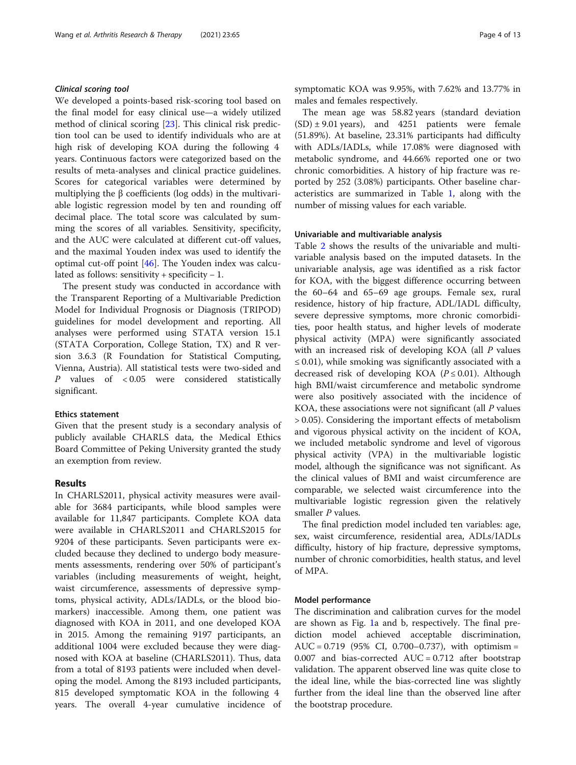#### *Clinical scoring tool*

We developed a points-based risk-scoring tool based on the final model for easy clinical use—a widely utilized method of clinical scoring [23]. This clinical risk prediction tool can be used to identify individuals who are at high risk of developing KOA during the following 4 years. Continuous factors were categorized based on the results of meta-analyses and clinical practice guidelines. Scores for categorical variables were determined by multiplying the β coefficients (log odds) in the multivariable logistic regression model by ten and rounding off decimal place. The total score was calculated by summing the scores of all variables. Sensitivity, specificity, and the AUC were calculated at different cut-off values, and the maximal Youden index was used to identify the optimal cut-off point [46]. The Youden index was calculated as follows: sensitivity + specificity − 1.

The present study was conducted in accordance with the Transparent Reporting of a Multivariable Prediction Model for Individual Prognosis or Diagnosis (TRIPOD) guidelines for model development and reporting. All analyses were performed using STATA version 15.1 (STATA Corporation, College Station, TX) and R version 3.6.3 (R Foundation for Statistical Computing, Vienna, Austria). All statistical tests were two-sided and $P$ values of $< 0.05$ were considered statistically significant.

### Ethics statement

Given that the present study is a secondary analysis of publicly available CHARLS data, the Medical Ethics Board Committee of Peking University granted the study an exemption from review.

## Results

In CHARLS2011, physical activity measures were available for 3684 participants, while blood samples were available for 11,847 participants. Complete KOA data were available in CHARLS2011 and CHARLS2015 for 9204 of these participants. Seven participants were excluded because they declined to undergo body measurements assessments, rendering over 50% of participant's variables (including measurements of weight, height, waist circumference, assessments of depressive symptoms, physical activity, ADLs/IADLs, or the blood biomarkers) inaccessible. Among them, one patient was diagnosed with KOA in 2011, and one developed KOA in 2015. Among the remaining 9197 participants, an additional 1004 were excluded because they were diagnosed with KOA at baseline (CHARLS2011). Thus, data from a total of 8193 patients were included when developing the model. Among the 8193 included participants, 815 developed symptomatic KOA in the following 4 years. The overall 4-year cumulative incidence of symptomatic KOA was 9.95%, with 7.62% and 13.77% in males and females respectively.

The mean age was 58.82 years (standard deviation (SD) ± 9.01 years), and 4251 patients were female (51.89%). At baseline, 23.31% participants had difficulty with ADLs/IADLs, while 17.08% were diagnosed with metabolic syndrome, and 44.66% reported one or two chronic comorbidities. A history of hip fracture was reported by 252 (3.08%) participants. Other baseline characteristics are summarized in Table 1, along with the number of missing values for each variable.

### Univariable and multivariable analysis

Table 2 shows the results of the univariable and multivariable analysis based on the imputed datasets. In the univariable analysis, age was identified as a risk factor for KOA, with the biggest difference occurring between the 60–64 and 65–69 age groups. Female sex, rural residence, history of hip fracture, ADL/IADL difficulty, severe depressive symptoms, more chronic comorbidities, poor health status, and higher levels of moderate physical activity (MPA) were significantly associated with an increased risk of developing KOA (all $P$ values $\leq 0.01$), while smoking was significantly associated with a decreased risk of developing KOA ($P \leq 0.01$). Although high BMI/waist circumference and metabolic syndrome were also positively associated with the incidence of KOA, these associations were not significant (all $P$ values $> 0.05$). Considering the important effects of metabolism and vigorous physical activity on the incident of KOA, we included metabolic syndrome and level of vigorous physical activity (VPA) in the multivariable logistic model, although the significance was not significant. As the clinical values of BMI and waist circumference are comparable, we selected waist circumference into the multivariable logistic regression given the relatively smaller $P$ values.

The final prediction model included ten variables: age, sex, waist circumference, residential area, ADLs/IADLs difficulty, history of hip fracture, depressive symptoms, number of chronic comorbidities, health status, and level of MPA.

### Model performance

The discrimination and calibration curves for the model are shown as Fig. 1a and b, respectively. The final prediction model achieved acceptable discrimination, AUC = 0.719 (95% CI, 0.700–0.737), with optimism = 0.007 and bias-corrected AUC = 0.712 after bootstrap validation. The apparent observed line was quite close to the ideal line, while the bias-corrected line was slightly further from the ideal line than the observed line after the bootstrap procedure.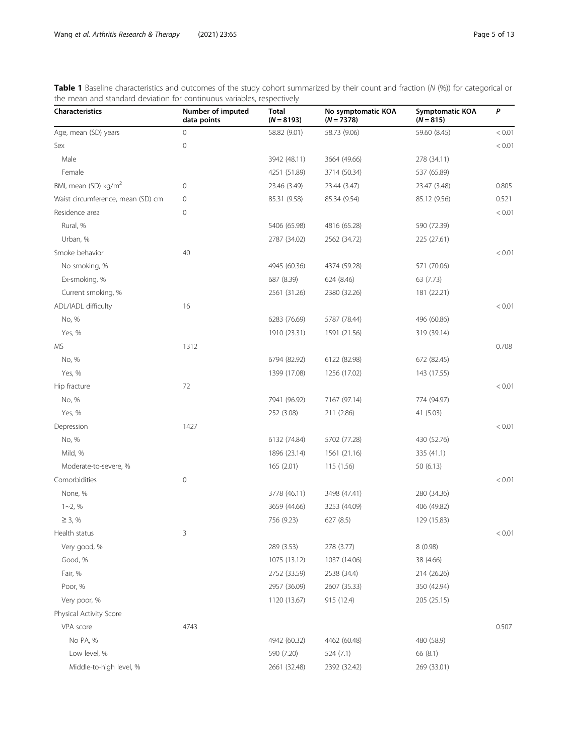**Table 1** Baseline characteristics and outcomes of the study cohort summarized by their count and fraction (*N* (%)) for categorical or the mean and standard deviation for continuous variables, respectively

| Characteristics | Number of imputed data points | Total (*N* = 8193) | No symptomatic KOA (*N* = 7378) | Symptomatic KOA (*N* = 815) | *P* |
|---|---|---|---|---|---|
| Age, mean (SD) years | 0 | 58.82 (9.01) | 58.73 (9.06) | 59.60 (8.45) | < 0.01 |
| Sex | 0 | | | | < 0.01 |
| Male | | 3942 (48.11) | 3664 (49.66) | 278 (34.11) | |
| Female | | 4251 (51.89) | 3714 (50.34) | 537 (65.89) | |
| BMI, mean (SD) kg/m$^2$ | 0 | 23.46 (3.49) | 23.44 (3.47) | 23.47 (3.48) | 0.805 |
| Waist circumference, mean (SD) cm | 0 | 85.31 (9.58) | 85.34 (9.54) | 85.12 (9.56) | 0.521 |
| Residence area | 0 | | | | < 0.01 |
| Rural, % | | 5406 (65.98) | 4816 (65.28) | 590 (72.39) | |
| Urban, % | | 2787 (34.02) | 2562 (34.72) | 225 (27.61) | |
| Smoke behavior | 40 | | | | < 0.01 |
| No smoking, % | | 4945 (60.36) | 4374 (59.28) | 571 (70.06) | |
| Ex-smoking, % | | 687 (8.39) | 624 (8.46) | 63 (7.73) | |
| Current smoking, % | | 2561 (31.26) | 2380 (32.26) | 181 (22.21) | |
| ADL/IADL difficulty | 16 | | | | < 0.01 |
| No, % | | 6283 (76.69) | 5787 (78.44) | 496 (60.86) | |
| Yes, % | | 1910 (23.31) | 1591 (21.56) | 319 (39.14) | |
| MS | 1312 | | | | 0.708 |
| No, % | | 6794 (82.92) | 6122 (82.98) | 672 (82.45) | |
| Yes, % | | 1399 (17.08) | 1256 (17.02) | 143 (17.55) | |
| Hip fracture | 72 | | | | < 0.01 |
| No, % | | 7941 (96.92) | 7167 (97.14) | 774 (94.97) | |
| Yes, % | | 252 (3.08) | 211 (2.86) | 41 (5.03) | |
| Depression | 1427 | | | | < 0.01 |
| No, % | | 6132 (74.84) | 5702 (77.28) | 430 (52.76) | |
| Mild, % | | 1896 (23.14) | 1561 (21.16) | 335 (41.1) | |
| Moderate-to-severe, % | | 165 (2.01) | 115 (1.56) | 50 (6.13) | |
| Comorbidities | 0 | | | | < 0.01 |
| None, % | | 3778 (46.11) | 3498 (47.41) | 280 (34.36) | |
| 1~2, % | | 3659 (44.66) | 3253 (44.09) | 406 (49.82) | |
| ≥ 3, % | | 756 (9.23) | 627 (8.5) | 129 (15.83) | |
| Health status | 3 | | | | < 0.01 |
| Very good, % | | 289 (3.53) | 278 (3.77) | 8 (0.98) | |
| Good, % | | 1075 (13.12) | 1037 (14.06) | 38 (4.66) | |
| Fair, % | | 2752 (33.59) | 2538 (34.4) | 214 (26.26) | |
| Poor, % | | 2957 (36.09) | 2607 (35.33) | 350 (42.94) | |
| Very poor, % | | 1120 (13.67) | 915 (12.4) | 205 (25.15) | |
| Physical Activity Score | | | | | |
| VPA score | 4743 | | | | 0.507 |
| No PA, % | | 4942 (60.32) | 4462 (60.48) | 480 (58.9) | |
| Low level, % | | 590 (7.20) | 524 (7.1) | 66 (8.1) | |
| Middle-to-high level, % | | 2661 (32.48) | 2392 (32.42) | 269 (33.01) | |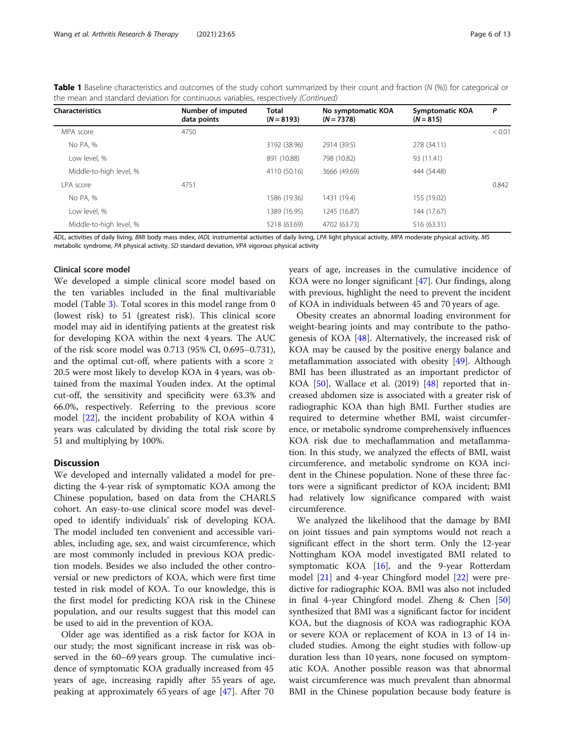**Table 1** Baseline characteristics and outcomes of the study cohort summarized by their count and fraction (N (%)) for categorical or the mean and standard deviation for continuous variables, respectively *(Continued)*

| Characteristics | Number of imputed data points | Total (N = 8193) | No symptomatic KOA (N = 7378) | Symptomatic KOA (N = 815) | P |
|---|---|---|---|---|---|
| MPA score | 4750 | | | | < 0.01 |
| No PA, % | | 3192 (38.96) | 2914 (39.5) | 278 (34.11) | |
| Low level, % | | 891 (10.88) | 798 (10.82) | 93 (11.41) | |
| Middle-to-high level, % | | 4110 (50.16) | 3666 (49.69) | 444 (54.48) | |
| LPA score | 4751 | | | | 0.842 |
| No PA, % | | 1586 (19.36) | 1431 (19.4) | 155 (19.02) | |
| Low level, % | | 1389 (16.95) | 1245 (16.87) | 144 (17.67) | |
| Middle-to-high level, % | | 5218 (63.69) | 4702 (63.73) | 516 (63.31) | |

*ADL*, activities of daily living, *BMI* body mass index, *IADL* instrumental activities of daily living, *LPA* light physical activity, *MPA* moderate physical activity, *MS* metabolic syndrome, *PA* physical activity, *SD* standard deviation, *VPA* vigorous physical activity

### Clinical score model

We developed a simple clinical score model based on the ten variables included in the final multivariable model (Table 3). Total scores in this model range from 0 (lowest risk) to 51 (greatest risk). This clinical score model may aid in identifying patients at the greatest risk for developing KOA within the next 4 years. The AUC of the risk score model was 0.713 (95% CI, 0.695–0.731), and the optimal cut-off, where patients with a score ≥ 20.5 were most likely to develop KOA in 4 years, was obtained from the maximal Youden index. At the optimal cut-off, the sensitivity and specificity were 63.3% and 66.0%, respectively. Referring to the previous score model [22], the incident probability of KOA within 4 years was calculated by dividing the total risk score by 51 and multiplying by 100%.

## Discussion

We developed and internally validated a model for predicting the 4-year risk of symptomatic KOA among the Chinese population, based on data from the CHARLS cohort. An easy-to-use clinical score model was developed to identify individuals' risk of developing KOA. The model included ten convenient and accessible variables, including age, sex, and waist circumference, which are most commonly included in previous KOA prediction models. Besides we also included the other controversial or new predictors of KOA, which were first time tested in risk model of KOA. To our knowledge, this is the first model for predicting KOA risk in the Chinese population, and our results suggest that this model can be used to aid in the prevention of KOA.

Older age was identified as a risk factor for KOA in our study; the most significant increase in risk was observed in the 60–69 years group. The cumulative incidence of symptomatic KOA gradually increased from 45 years of age, increasing rapidly after 55 years of age, peaking at approximately 65 years of age [47]. After 70 years of age, increases in the cumulative incidence of KOA were no longer significant [47]. Our findings, along with previous, highlight the need to prevent the incident of KOA in individuals between 45 and 70 years of age.

Obesity creates an abnormal loading environment for weight-bearing joints and may contribute to the pathogenesis of KOA [48]. Alternatively, the increased risk of KOA may be caused by the positive energy balance and metaflammation associated with obesity [49]. Although BMI has been illustrated as an important predictor of KOA [50], Wallace et al. (2019) [48] reported that increased abdomen size is associated with a greater risk of radiographic KOA than high BMI. Further studies are required to determine whether BMI, waist circumference, or metabolic syndrome comprehensively influences KOA risk due to mechaflammation and metaflammation. In this study, we analyzed the effects of BMI, waist circumference, and metabolic syndrome on KOA incident in the Chinese population. None of these three factors were a significant predictor of KOA incident; BMI had relatively low significance compared with waist circumference.

We analyzed the likelihood that the damage by BMI on joint tissues and pain symptoms would not reach a significant effect in the short term. Only the 12-year Nottingham KOA model investigated BMI related to symptomatic KOA [16], and the 9-year Rotterdam model [21] and 4-year Chingford model [22] were predictive for radiographic KOA. BMI was also not included in final 4-year Chingford model. Zheng & Chen [50] synthesized that BMI was a significant factor for incident KOA, but the diagnosis of KOA was radiographic KOA or severe KOA or replacement of KOA in 13 of 14 included studies. Among the eight studies with follow-up duration less than 10 years, none focused on symptomatic KOA. Another possible reason was that abnormal waist circumference was much prevalent than abnormal BMI in the Chinese population because body feature is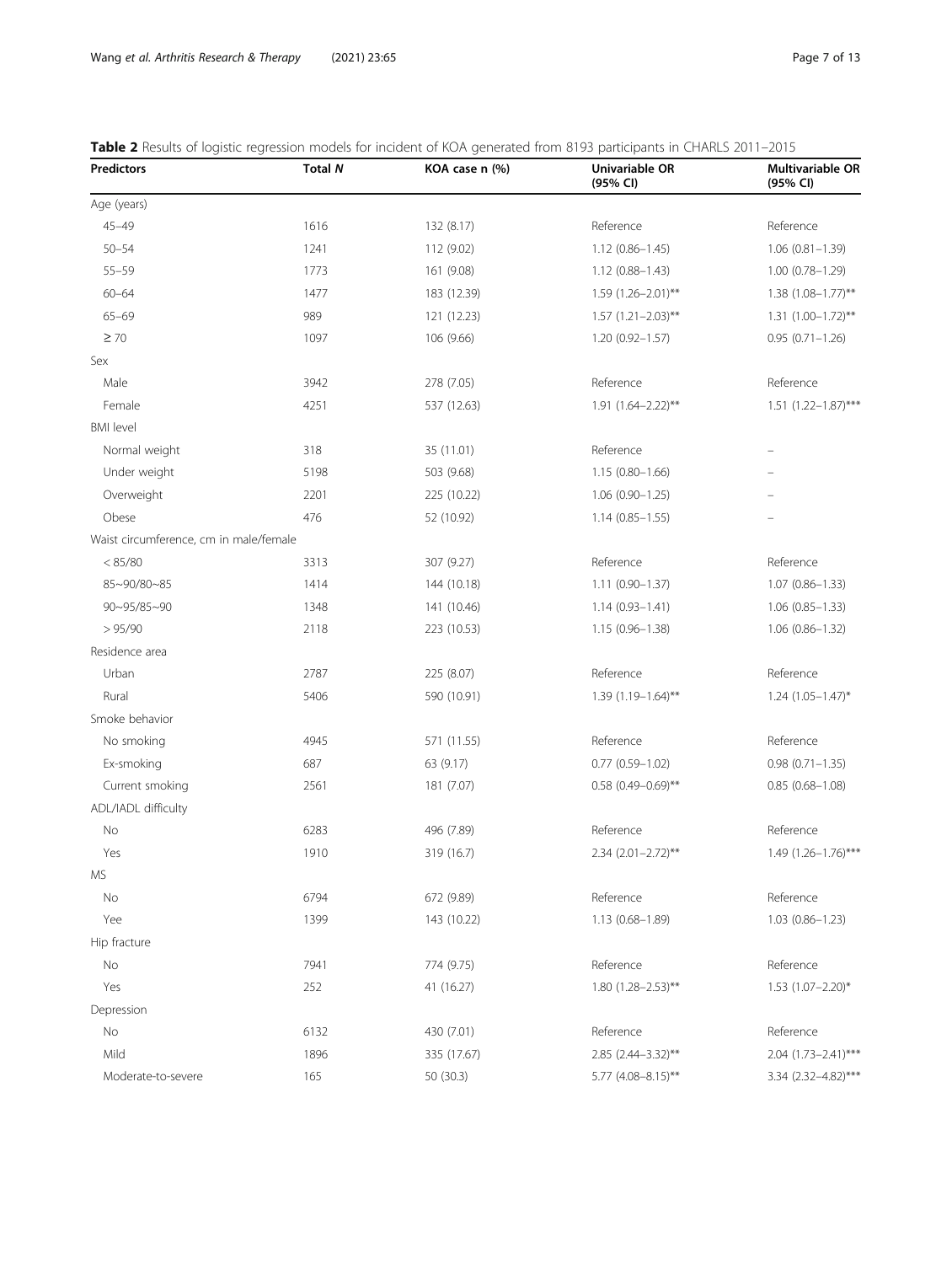**Table 2** Results of logistic regression models for incident of KOA generated from 8193 participants in CHARLS 2011–2015

| Predictors | Total *N* | KOA case n (%) | Univariable OR (95% CI) | Multivariable OR (95% CI) |
|---|---|---|---|---|
| Age (years) | | | | |
| 45–49 | 1616 | 132 (8.17) | Reference | Reference |
| 50–54 | 1241 | 112 (9.02) | 1.12 (0.86–1.45) | 1.06 (0.81–1.39) |
| 55–59 | 1773 | 161 (9.08) | 1.12 (0.88–1.43) | 1.00 (0.78–1.29) |
| 60–64 | 1477 | 183 (12.39) | 1.59 (1.26–2.01)** | 1.38 (1.08–1.77)** |
| 65–69 | 989 | 121 (12.23) | 1.57 (1.21–2.03)** | 1.31 (1.00–1.72)** |
| ≥ 70 | 1097 | 106 (9.66) | 1.20 (0.92–1.57) | 0.95 (0.71–1.26) |
| Sex | | | | |
| Male | 3942 | 278 (7.05) | Reference | Reference |
| Female | 4251 | 537 (12.63) | 1.91 (1.64–2.22)** | 1.51 (1.22–1.87)*** |
| BMI level | | | | |
| Normal weight | 318 | 35 (11.01) | Reference | – |
| Under weight | 5198 | 503 (9.68) | 1.15 (0.80–1.66) | – |
| Overweight | 2201 | 225 (10.22) | 1.06 (0.90–1.25) | – |
| Obese | 476 | 52 (10.92) | 1.14 (0.85–1.55) | – |
| Waist circumference, cm in male/female | | | | |
| < 85/80 | 3313 | 307 (9.27) | Reference | Reference |
| 85~90/80~85 | 1414 | 144 (10.18) | 1.11 (0.90–1.37) | 1.07 (0.86–1.33) |
| 90~95/85~90 | 1348 | 141 (10.46) | 1.14 (0.93–1.41) | 1.06 (0.85–1.33) |
| > 95/90 | 2118 | 223 (10.53) | 1.15 (0.96–1.38) | 1.06 (0.86–1.32) |
| Residence area | | | | |
| Urban | 2787 | 225 (8.07) | Reference | Reference |
| Rural | 5406 | 590 (10.91) | 1.39 (1.19–1.64)** | 1.24 (1.05–1.47)* |
| Smoke behavior | | | | |
| No smoking | 4945 | 571 (11.55) | Reference | Reference |
| Ex-smoking | 687 | 63 (9.17) | 0.77 (0.59–1.02) | 0.98 (0.71–1.35) |
| Current smoking | 2561 | 181 (7.07) | 0.58 (0.49–0.69)** | 0.85 (0.68–1.08) |
| ADL/IADL difficulty | | | | |
| No | 6283 | 496 (7.89) | Reference | Reference |
| Yes | 1910 | 319 (16.7) | 2.34 (2.01–2.72)** | 1.49 (1.26–1.76)*** |
| MS | | | | |
| No | 6794 | 672 (9.89) | Reference | Reference |
| Yee | 1399 | 143 (10.22) | 1.13 (0.68–1.89) | 1.03 (0.86–1.23) |
| Hip fracture | | | | |
| No | 7941 | 774 (9.75) | Reference | Reference |
| Yes | 252 | 41 (16.27) | 1.80 (1.28–2.53)** | 1.53 (1.07–2.20)* |
| Depression | | | | |
| No | 6132 | 430 (7.01) | Reference | Reference |
| Mild | 1896 | 335 (17.67) | 2.85 (2.44–3.32)** | 2.04 (1.73–2.41)*** |
| Moderate-to-severe | 165 | 50 (30.3) | 5.77 (4.08–8.15)** | 3.34 (2.32–4.82)*** |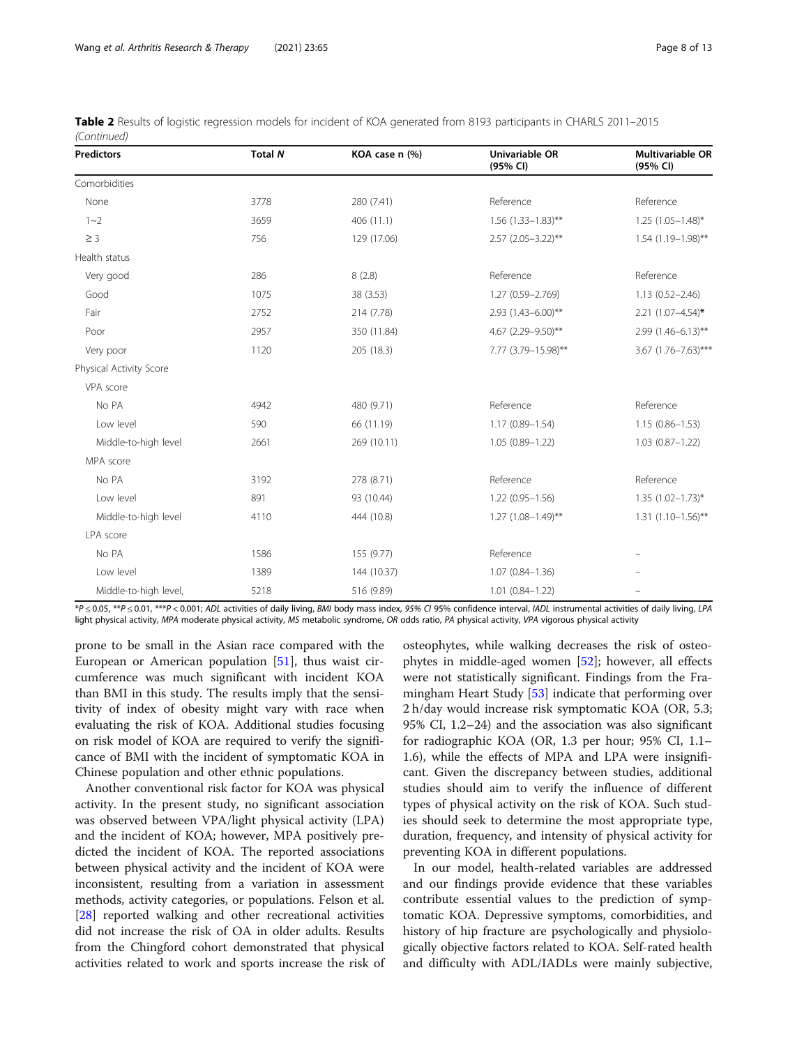**Table 2** Results of logistic regression models for incident of KOA generated from 8193 participants in CHARLS 2011–2015 *(Continued)*

| Predictors | Total *N* | KOA case n (%) | Univariable OR (95% CI) | Multivariable OR (95% CI) |
|---|---|---|---|---|
| Comorbidities | | | | |
| None | 3778 | 280 (7.41) | Reference | Reference |
| 1~2 | 3659 | 406 (11.1) | 1.56 (1.33–1.83)** | 1.25 (1.05–1.48)* |
| ≥ 3 | 756 | 129 (17.06) | 2.57 (2.05–3.22)** | 1.54 (1.19–1.98)** |
| Health status | | | | |
| Very good | 286 | 8 (2.8) | Reference | Reference |
| Good | 1075 | 38 (3.53) | 1.27 (0.59–2.769) | 1.13 (0.52–2.46) |
| Fair | 2752 | 214 (7.78) | 2.93 (1.43–6.00)** | 2.21 (1.07–4.54)* |
| Poor | 2957 | 350 (11.84) | 4.67 (2.29–9.50)** | 2.99 (1.46–6.13)** |
| Very poor | 1120 | 205 (18.3) | 7.77 (3.79–15.98)** | 3.67 (1.76–7.63)*** |
| Physical Activity Score | | | | |
| VPA score | | | | |
| No PA | 4942 | 480 (9.71) | Reference | Reference |
| Low level | 590 | 66 (11.19) | 1.17 (0.89–1.54) | 1.15 (0.86–1.53) |
| Middle-to-high level | 2661 | 269 (10.11) | 1.05 (0.89–1.22) | 1.03 (0.87–1.22) |
| MPA score | | | | |
| No PA | 3192 | 278 (8.71) | Reference | Reference |
| Low level | 891 | 93 (10.44) | 1.22 (0.95–1.56) | 1.35 (1.02–1.73)* |
| Middle-to-high level | 4110 | 444 (10.8) | 1.27 (1.08–1.49)** | 1.31 (1.10–1.56)** |
| LPA score | | | | |
| No PA | 1586 | 155 (9.77) | Reference | – |
| Low level | 1389 | 144 (10.37) | 1.07 (0.84–1.36) | – |
| Middle-to-high level, | 5218 | 516 (9.89) | 1.01 (0.84–1.22) | – |

*$P \leq 0.05$, **$P \leq 0.01$, ***$P < 0.001$; *ADL* activities of daily living, *BMI* body mass index, *95% CI* 95% confidence interval, *IADL* instrumental activities of daily living, *LPA* light physical activity, *MPA* moderate physical activity, *MS* metabolic syndrome, *OR* odds ratio, *PA* physical activity, *VPA* vigorous physical activity

prone to be small in the Asian race compared with the European or American population [51], thus waist circumference was much significant with incident KOA than BMI in this study. The results imply that the sensitivity of index of obesity might vary with race when evaluating the risk of KOA. Additional studies focusing on risk model of KOA are required to verify the significance of BMI with the incident of symptomatic KOA in Chinese population and other ethnic populations.

Another conventional risk factor for KOA was physical activity. In the present study, no significant association was observed between VPA/light physical activity (LPA) and the incident of KOA; however, MPA positively predicted the incident of KOA. The reported associations between physical activity and the incident of KOA were inconsistent, resulting from a variation in assessment methods, activity categories, or populations. Felson et al. [28] reported walking and other recreational activities did not increase the risk of OA in older adults. Results from the Chingford cohort demonstrated that physical activities related to work and sports increase the risk of osteophytes, while walking decreases the risk of osteophytes in middle-aged women [52]; however, all effects were not statistically significant. Findings from the Framingham Heart Study [53] indicate that performing over 2 h/day would increase risk symptomatic KOA (OR, 5.3; 95% CI, 1.2–24) and the association was also significant for radiographic KOA (OR, 1.3 per hour; 95% CI, 1.1–1.6), while the effects of MPA and LPA were insignificant. Given the discrepancy between studies, additional studies should aim to verify the influence of different types of physical activity on the risk of KOA. Such studies should seek to determine the most appropriate type, duration, frequency, and intensity of physical activity for preventing KOA in different populations.

In our model, health-related variables are addressed and our findings provide evidence that these variables contribute essential values to the prediction of symptomatic KOA. Depressive symptoms, comorbidities, and history of hip fracture are psychologically and physiologically objective factors related to KOA. Self-rated health and difficulty with ADL/IADLs were mainly subjective,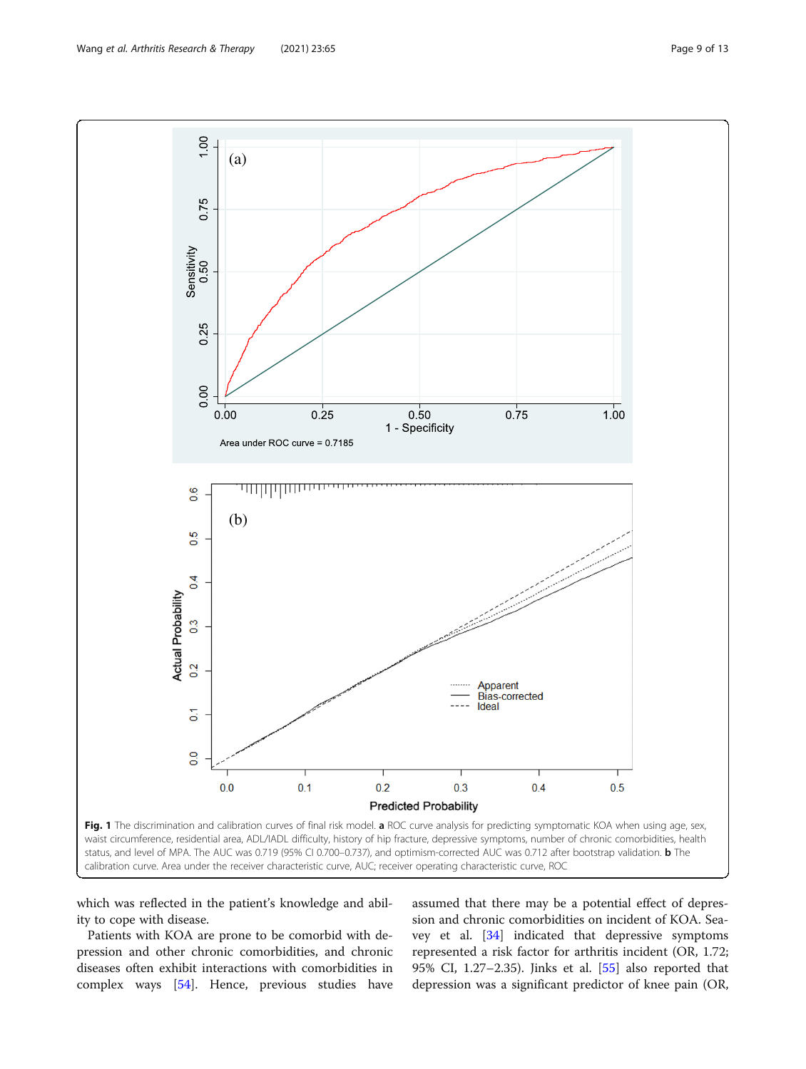**Fig. 1** The discrimination and calibration curves of final risk model. **a** ROC curve analysis for predicting symptomatic KOA when using age, sex, waist circumference, residential area, ADL/IADL difficulty, history of hip fracture, depressive symptoms, number of chronic comorbidities, health status, and level of MPA. The AUC was 0.719 (95% CI 0.700–0.737), and optimism-corrected AUC was 0.712 after bootstrap validation. **b** The calibration curve. Area under the receiver characteristic curve, AUC; receiver operating characteristic curve, ROC

which was reflected in the patient's knowledge and ability to cope with disease.

Patients with KOA are prone to be comorbid with depression and other chronic comorbidities, and chronic diseases often exhibit interactions with comorbidities in complex ways [54]. Hence, previous studies have assumed that there may be a potential effect of depression and chronic comorbidities on incident of KOA. Seavey et al. [34] indicated that depressive symptoms represented a risk factor for arthritis incident (OR, 1.72; 95% CI, 1.27–2.35). Jinks et al. [55] also reported that depression was a significant predictor of knee pain (OR,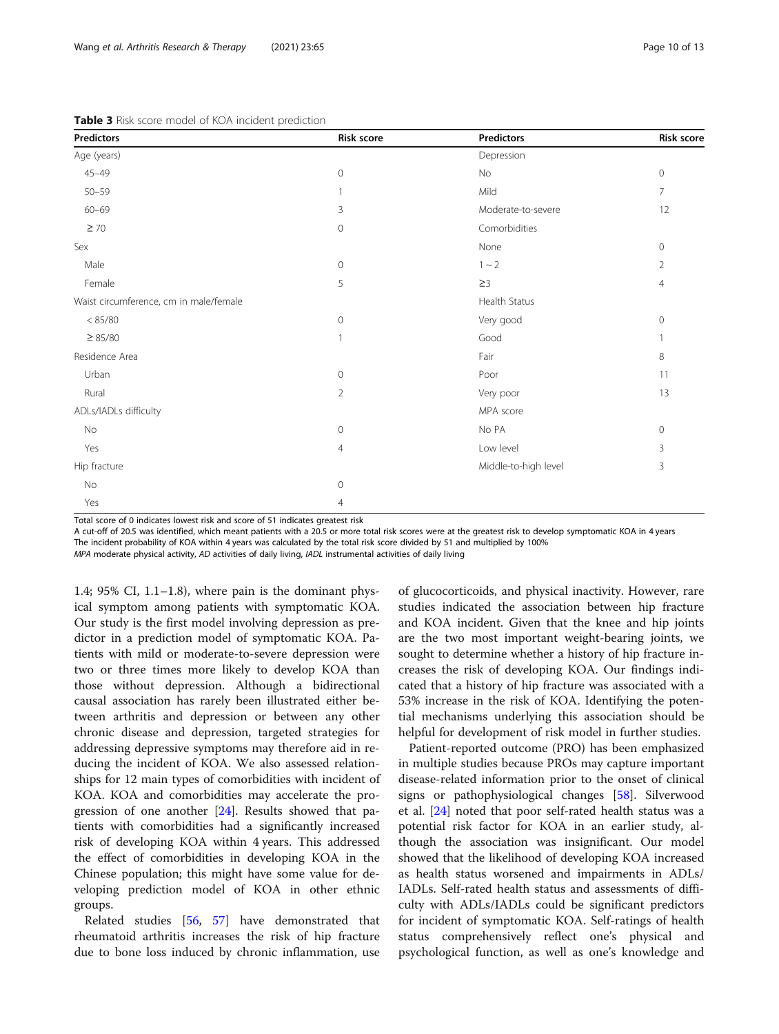**Table 3** Risk score model of KOA incident prediction

| Predictors | Risk score | Predictors | Risk score |
|---|---|---|---|
| Age (years) | | Depression | |
| 45–49 | 0 | No | 0 |
| 50–59 | 1 | Mild | 7 |
| 60–69 | 3 | Moderate-to-severe | 12 |
| ≥ 70 | 0 | Comorbidities | |
| Sex | | None | 0 |
| Male | 0 | 1 ~ 2 | 2 |
| Female | 5 | ≥3 | 4 |
| Waist circumference, cm in male/female | | Health Status | |
| < 85/80 | 0 | Very good | 0 |
| ≥ 85/80 | 1 | Good | 1 |
| Residence Area | | Fair | 8 |
| Urban | 0 | Poor | 11 |
| Rural | 2 | Very poor | 13 |
| ADLs/IADLs difficulty | | MPA score | |
| No | 0 | No PA | 0 |
| Yes | 4 | Low level | 3 |
| Hip fracture | | Middle-to-high level | 3 |
| No | 0 | | |
| Yes | 4 | | |

Total score of 0 indicates lowest risk and score of 51 indicates greatest risk
A cut-off of 20.5 was identified, which meant patients with a 20.5 or more total risk scores were at the greatest risk to develop symptomatic KOA in 4 years
The incident probability of KOA within 4 years was calculated by the total risk score divided by 51 and multiplied by 100%
*MPA* moderate physical activity, *AD* activities of daily living, *IADL* instrumental activities of daily living

1.4; 95% CI, 1.1–1.8), where pain is the dominant physical symptom among patients with symptomatic KOA. Our study is the first model involving depression as predictor in a prediction model of symptomatic KOA. Patients with mild or moderate-to-severe depression were two or three times more likely to develop KOA than those without depression. Although a bidirectional causal association has rarely been illustrated either between arthritis and depression or between any other chronic disease and depression, targeted strategies for addressing depressive symptoms may therefore aid in reducing the incident of KOA. We also assessed relationships for 12 main types of comorbidities with incident of KOA. KOA and comorbidities may accelerate the progression of one another [24]. Results showed that patients with comorbidities had a significantly increased risk of developing KOA within 4 years. This addressed the effect of comorbidities in developing KOA in the Chinese population; this might have some value for developing prediction model of KOA in other ethnic groups.

Related studies [56, 57] have demonstrated that rheumatoid arthritis increases the risk of hip fracture due to bone loss induced by chronic inflammation, use of glucocorticoids, and physical inactivity. However, rare studies indicated the association between hip fracture and KOA incident. Given that the knee and hip joints are the two most important weight-bearing joints, we sought to determine whether a history of hip fracture increases the risk of developing KOA. Our findings indicated that a history of hip fracture was associated with a 53% increase in the risk of KOA. Identifying the potential mechanisms underlying this association should be helpful for development of risk model in further studies.

Patient-reported outcome (PRO) has been emphasized in multiple studies because PROs may capture important disease-related information prior to the onset of clinical signs or pathophysiological changes [58]. Silverwood et al. [24] noted that poor self-rated health status was a potential risk factor for KOA in an earlier study, although the association was insignificant. Our model showed that the likelihood of developing KOA increased as health status worsened and impairments in ADLs/IADLs. Self-rated health status and assessments of difficulty with ADLs/IADLs could be significant predictors for incident of symptomatic KOA. Self-ratings of health status comprehensively reflect one's physical and psychological function, as well as one's knowledge and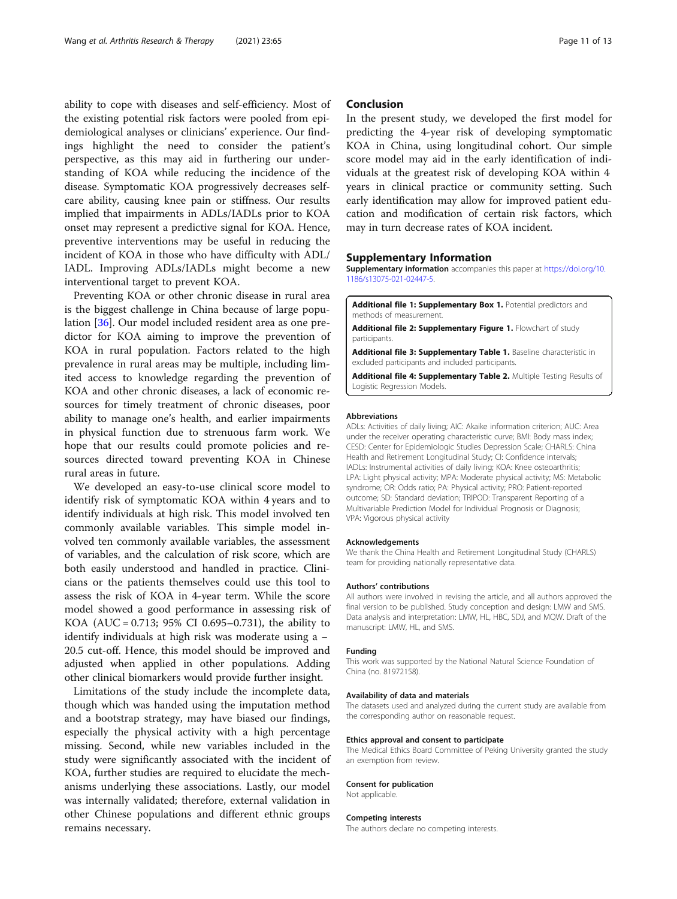ability to cope with diseases and self-efficiency. Most of the existing potential risk factors were pooled from epidemiological analyses or clinicians' experience. Our findings highlight the need to consider the patient's perspective, as this may aid in furthering our understanding of KOA while reducing the incidence of the disease. Symptomatic KOA progressively decreases self-care ability, causing knee pain or stiffness. Our results implied that impairments in ADLs/IADLs prior to KOA onset may represent a predictive signal for KOA. Hence, preventive interventions may be useful in reducing the incident of KOA in those who have difficulty with ADL/IADL. Improving ADLs/IADLs might become a new interventional target to prevent KOA.

Preventing KOA or other chronic disease in rural area is the biggest challenge in China because of large population [36]. Our model included resident area as one predictor for KOA aiming to improve the prevention of KOA in rural population. Factors related to the high prevalence in rural areas may be multiple, including limited access to knowledge regarding the prevention of KOA and other chronic diseases, a lack of economic resources for timely treatment of chronic diseases, poor ability to manage one's health, and earlier impairments in physical function due to strenuous farm work. We hope that our results could promote policies and resources directed toward preventing KOA in Chinese rural areas in future.

We developed an easy-to-use clinical score model to identify risk of symptomatic KOA within 4 years and to identify individuals at high risk. This model involved ten commonly available variables. This simple model involved ten commonly available variables, the assessment of variables, and the calculation of risk score, which are both easily understood and handled in practice. Clinicians or the patients themselves could use this tool to assess the risk of KOA in 4-year term. While the score model showed a good performance in assessing risk of KOA (AUC = 0.713; 95% CI 0.695–0.731), the ability to identify individuals at high risk was moderate using a −20.5 cut-off. Hence, this model should be improved and adjusted when applied in other populations. Adding other clinical biomarkers would provide further insight.

Limitations of the study include the incomplete data, though which was handed using the imputation method and a bootstrap strategy, may have biased our findings, especially the physical activity with a high percentage missing. Second, while new variables included in the study were significantly associated with the incident of KOA, further studies are required to elucidate the mechanisms underlying these associations. Lastly, our model was internally validated; therefore, external validation in other Chinese populations and different ethnic groups remains necessary.

## Conclusion

In the present study, we developed the first model for predicting the 4-year risk of developing symptomatic KOA in China, using longitudinal cohort. Our simple score model may aid in the early identification of individuals at the greatest risk of developing KOA within 4 years in clinical practice or community setting. Such early identification may allow for improved patient education and modification of certain risk factors, which may in turn decrease rates of KOA incident.

## Supplementary Information

**Supplementary information** accompanies this paper at https://doi.org/10.1186/s13075-021-02447-5.

**Additional file 1: Supplementary Box 1.** Potential predictors and methods of measurement.

**Additional file 2: Supplementary Figure 1.** Flowchart of study participants.

**Additional file 3: Supplementary Table 1.** Baseline characteristic in excluded participants and included participants.

**Additional file 4: Supplementary Table 2.** Multiple Testing Results of Logistic Regression Models.

### Abbreviations

ADLs: Activities of daily living; AIC: Akaike information criterion; AUC: Area under the receiver operating characteristic curve; BMI: Body mass index; CESD: Center for Epidemiologic Studies Depression Scale; CHARLS: China Health and Retirement Longitudinal Study; CI: Confidence intervals; IADLs: Instrumental activities of daily living; KOA: Knee osteoarthritis; LPA: Light physical activity; MPA: Moderate physical activity; MS: Metabolic syndrome; OR: Odds ratio; PA: Physical activity; PRO: Patient-reported outcome; SD: Standard deviation; TRIPOD: Transparent Reporting of a Multivariable Prediction Model for Individual Prognosis or Diagnosis; VPA: Vigorous physical activity

### Acknowledgements

We thank the China Health and Retirement Longitudinal Study (CHARLS) team for providing nationally representative data.

### Authors' contributions

All authors were involved in revising the article, and all authors approved the final version to be published. Study conception and design: LMW and SMS. Data analysis and interpretation: LMW, HL, HBC, SDJ, and MQW. Draft of the manuscript: LMW, HL, and SMS.

### Funding

This work was supported by the National Natural Science Foundation of China (no. 81972158).

### Availability of data and materials

The datasets used and analyzed during the current study are available from the corresponding author on reasonable request.

### Ethics approval and consent to participate

The Medical Ethics Board Committee of Peking University granted the study an exemption from review.

### Consent for publication

Not applicable.

### Competing interests

The authors declare no competing interests.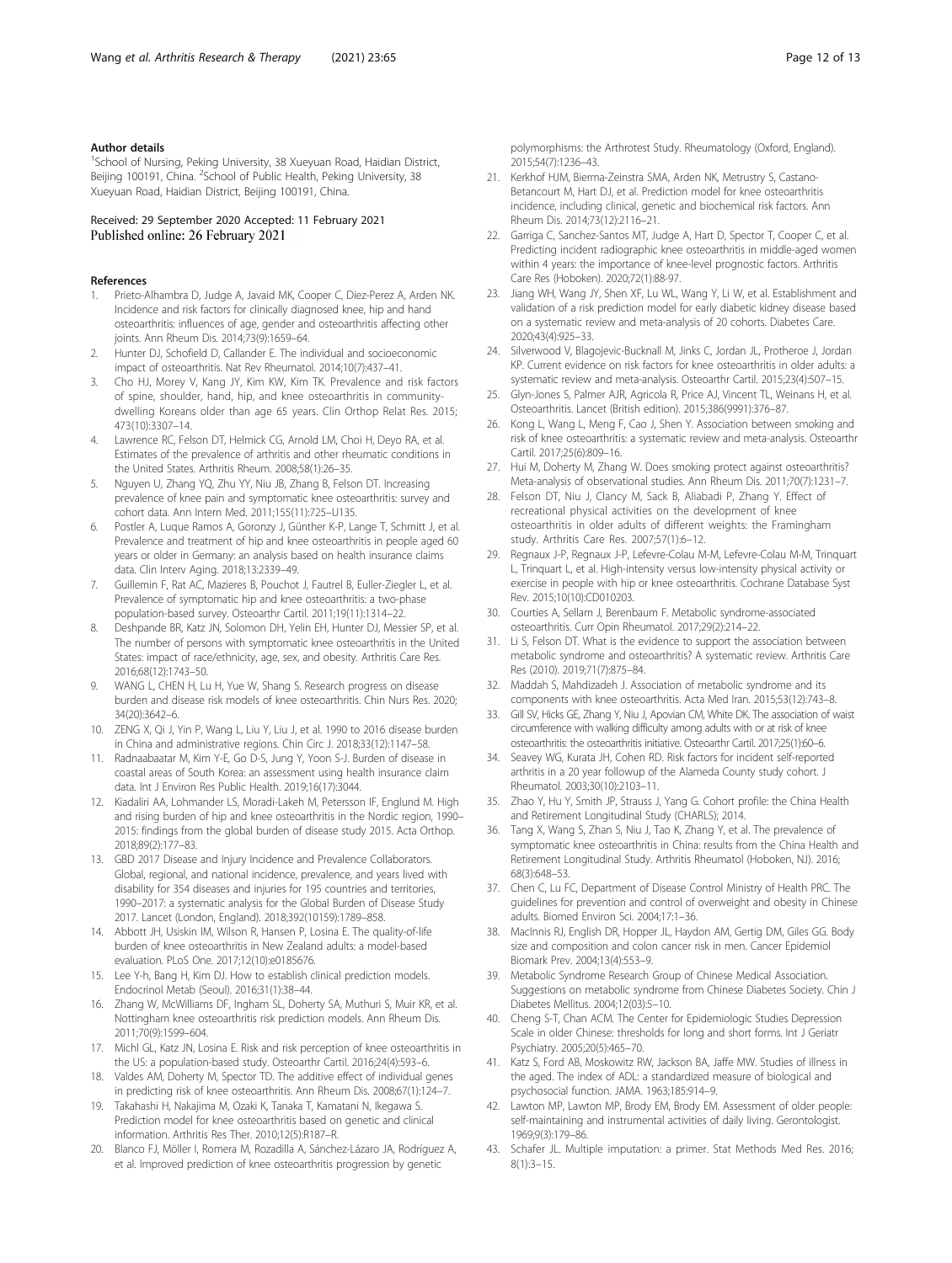## Author details

[1]School of Nursing, Peking University, 38 Xueyuan Road, Haidian District, Beijing 100191, China. [2]School of Public Health, Peking University, 38 Xueyuan Road, Haidian District, Beijing 100191, China.

Received: 29 September 2020 Accepted: 11 February 2021
Published online: 26 February 2021

## References

1. Prieto-Alhambra D, Judge A, Javaid MK, Cooper C, Diez-Perez A, Arden NK. Incidence and risk factors for clinically diagnosed knee, hip and hand osteoarthritis: influences of age, gender and osteoarthritis affecting other joints. Ann Rheum Dis. 2014;73(9):1659–64.
2. Hunter DJ, Schofield D, Callander E. The individual and socioeconomic impact of osteoarthritis. Nat Rev Rheumatol. 2014;10(7):437–41.
3. Cho HJ, Morey V, Kang JY, Kim KW, Kim TK. Prevalence and risk factors of spine, shoulder, hand, hip, and knee osteoarthritis in community-dwelling Koreans older than age 65 years. Clin Orthop Relat Res. 2015; 473(10):3307–14.
4. Lawrence RC, Felson DT, Helmick CG, Arnold LM, Choi H, Deyo RA, et al. Estimates of the prevalence of arthritis and other rheumatic conditions in the United States. Arthritis Rheum. 2008;58(1):26–35.
5. Nguyen U, Zhang YQ, Zhu YY, Niu JB, Zhang B, Felson DT. Increasing prevalence of knee pain and symptomatic knee osteoarthritis: survey and cohort data. Ann Intern Med. 2011;155(11):725–U135.
6. Postler A, Luque Ramos A, Goronzy J, Günther K-P, Lange T, Schmitt J, et al. Prevalence and treatment of hip and knee osteoarthritis in people aged 60 years or older in Germany: an analysis based on health insurance claims data. Clin Interv Aging. 2018;13:2339–49.
7. Guillemin F, Rat AC, Mazieres B, Pouchot J, Fautrel B, Euller-Ziegler L, et al. Prevalence of symptomatic hip and knee osteoarthritis: a two-phase population-based survey. Osteoarthr Cartil. 2011;19(11):1314–22.
8. Deshpande BR, Katz JN, Solomon DH, Yelin EH, Hunter DJ, Messier SP, et al. The number of persons with symptomatic knee osteoarthritis in the United States: impact of race/ethnicity, age, sex, and obesity. Arthritis Care Res. 2016;68(12):1743–50.
9. WANG L, CHEN H, Lu H, Yue W, Shang S. Research progress on disease burden and disease risk models of knee osteoarthritis. Chin Nurs Res. 2020; 34(20):3642–6.
10. ZENG X, Qi J, Yin P, Wang L, Liu Y, Liu J, et al. 1990 to 2016 disease burden in China and administrative regions. Chin Circ J. 2018;33(12):1147–58.
11. Radnaabaatar M, Kim Y-E, Go D-S, Jung Y, Yoon S-J. Burden of disease in coastal areas of South Korea: an assessment using health insurance claim data. Int J Environ Res Public Health. 2019;16(17):3044.
12. Kiadaliri AA, Lohmander LS, Moradi-Lakeh M, Petersson IF, Englund M. High and rising burden of hip and knee osteoarthritis in the Nordic region, 1990–2015: findings from the global burden of disease study 2015. Acta Orthop. 2018;89(2):177–83.
13. GBD 2017 Disease and Injury Incidence and Prevalence Collaborators. Global, regional, and national incidence, prevalence, and years lived with disability for 354 diseases and injuries for 195 countries and territories, 1990–2017: a systematic analysis for the Global Burden of Disease Study 2017. Lancet (London, England). 2018;392(10159):1789–858.
14. Abbott JH, Usiskin IM, Wilson R, Hansen P, Losina E. The quality-of-life burden of knee osteoarthritis in New Zealand adults: a model-based evaluation. PLoS One. 2017;12(10):e0185676.
15. Lee Y-h, Bang H, Kim DJ. How to establish clinical prediction models. Endocrinol Metab (Seoul). 2016;31(1):38–44.
16. Zhang W, McWilliams DF, Ingham SL, Doherty SA, Muthuri S, Muir KR, et al. Nottingham knee osteoarthritis risk prediction models. Ann Rheum Dis. 2011;70(9):1599–604.
17. Michl GL, Katz JN, Losina E. Risk and risk perception of knee osteoarthritis in the US: a population-based study. Osteoarthr Cartil. 2016;24(4):593–6.
18. Valdes AM, Doherty M, Spector TD. The additive effect of individual genes in predicting risk of knee osteoarthritis. Ann Rheum Dis. 2008;67(1):124–7.
19. Takahashi H, Nakajima M, Ozaki K, Tanaka T, Kamatani N, Ikegawa S. Prediction model for knee osteoarthritis based on genetic and clinical information. Arthritis Res Ther. 2010;12(5):R187–R.
20. Blanco FJ, Möller I, Romera M, Rozadilla A, Sánchez-Lázaro JA, Rodríguez A, et al. Improved prediction of knee osteoarthritis progression by genetic polymorphisms: the Arthrotest Study. Rheumatology (Oxford, England). 2015;54(7):1236–43.
21. Kerkhof HJM, Bierma-Zeinstra SMA, Arden NK, Metrustry S, Castano-Betancourt M, Hart DJ, et al. Prediction model for knee osteoarthritis incidence, including clinical, genetic and biochemical risk factors. Ann Rheum Dis. 2014;73(12):2116–21.
22. Garriga C, Sanchez-Santos MT, Judge A, Hart D, Spector T, Cooper C, et al. Predicting incident radiographic knee osteoarthritis in middle-aged women within 4 years: the importance of knee-level prognostic factors. Arthritis Care Res (Hoboken). 2020;72(1):88-97.
23. Jiang WH, Wang JY, Shen XF, Lu WL, Wang Y, Li W, et al. Establishment and validation of a risk prediction model for early diabetic kidney disease based on a systematic review and meta-analysis of 20 cohorts. Diabetes Care. 2020;43(4):925–33.
24. Silverwood V, Blagojevic-Bucknall M, Jinks C, Jordan JL, Protheroe J, Jordan KP. Current evidence on risk factors for knee osteoarthritis in older adults: a systematic review and meta-analysis. Osteoarthr Cartil. 2015;23(4):507–15.
25. Glyn-Jones S, Palmer AJR, Agricola R, Price AJ, Vincent TL, Weinans H, et al. Osteoarthritis. Lancet (British edition). 2015;386(9991):376–87.
26. Kong L, Wang L, Meng F, Cao J, Shen Y. Association between smoking and risk of knee osteoarthritis: a systematic review and meta-analysis. Osteoarthr Cartil. 2017;25(6):809–16.
27. Hui M, Doherty M, Zhang W. Does smoking protect against osteoarthritis? Meta-analysis of observational studies. Ann Rheum Dis. 2011;70(7):1231–7.
28. Felson DT, Niu J, Clancy M, Sack B, Aliabadi P, Zhang Y. Effect of recreational physical activities on the development of knee osteoarthritis in older adults of different weights: the Framingham study. Arthritis Care Res. 2007;57(1):6–12.
29. Regnaux J-P, Regnaux J-P, Lefevre-Colau M-M, Lefevre-Colau M-M, Trinquart L, Trinquart L, et al. High-intensity versus low-intensity physical activity or exercise in people with hip or knee osteoarthritis. Cochrane Database Syst Rev. 2015;10(10):CD010203.
30. Courties A, Sellam J, Berenbaum F. Metabolic syndrome-associated osteoarthritis. Curr Opin Rheumatol. 2017;29(2):214–22.
31. Li S, Felson DT. What is the evidence to support the association between metabolic syndrome and osteoarthritis? A systematic review. Arthritis Care Res (2010). 2019;71(7):875–84.
32. Maddah S, Mahdizadeh J. Association of metabolic syndrome and its components with knee osteoarthritis. Acta Med Iran. 2015;53(12):743–8.
33. Gill SV, Hicks GE, Zhang Y, Niu J, Apovian CM, White DK. The association of waist circumference with walking difficulty among adults with or at risk of knee osteoarthritis: the osteoarthritis initiative. Osteoarthr Cartil. 2017;25(1):60–6.
34. Seavey WG, Kurata JH, Cohen RD. Risk factors for incident self-reported arthritis in a 20 year followup of the Alameda County study cohort. J Rheumatol. 2003;30(10):2103–11.
35. Zhao Y, Hu Y, Smith JP, Strauss J, Yang G. Cohort profile: the China Health and Retirement Longitudinal Study (CHARLS); 2014.
36. Tang X, Wang S, Zhan S, Niu J, Tao K, Zhang Y, et al. The prevalence of symptomatic knee osteoarthritis in China: results from the China Health and Retirement Longitudinal Study. Arthritis Rheumatol (Hoboken, NJ). 2016; 68(3):648–53.
37. Chen C, Lu FC, Department of Disease Control Ministry of Health PRC. The guidelines for prevention and control of overweight and obesity in Chinese adults. Biomed Environ Sci. 2004;17:1–36.
38. MacInnis RJ, English DR, Hopper JL, Haydon AM, Gertig DM, Giles GG. Body size and composition and colon cancer risk in men. Cancer Epidemiol Biomark Prev. 2004;13(4):553–9.
39. Metabolic Syndrome Research Group of Chinese Medical Association. Suggestions on metabolic syndrome from Chinese Diabetes Society. Chin J Diabetes Mellitus. 2004;12(03):5–10.
40. Cheng S-T, Chan ACM. The Center for Epidemiologic Studies Depression Scale in older Chinese: thresholds for long and short forms. Int J Geriatr Psychiatry. 2005;20(5):465–70.
41. Katz S, Ford AB, Moskowitz RW, Jackson BA, Jaffe MW. Studies of illness in the aged. The index of ADL: a standardized measure of biological and psychosocial function. JAMA. 1963;185:914–9.
42. Lawton MP, Lawton MP, Brody EM, Brody EM. Assessment of older people: self-maintaining and instrumental activities of daily living. Gerontologist. 1969;9(3):179–86.
43. Schafer JL. Multiple imputation: a primer. Stat Methods Med Res. 2016; 8(1):3–15.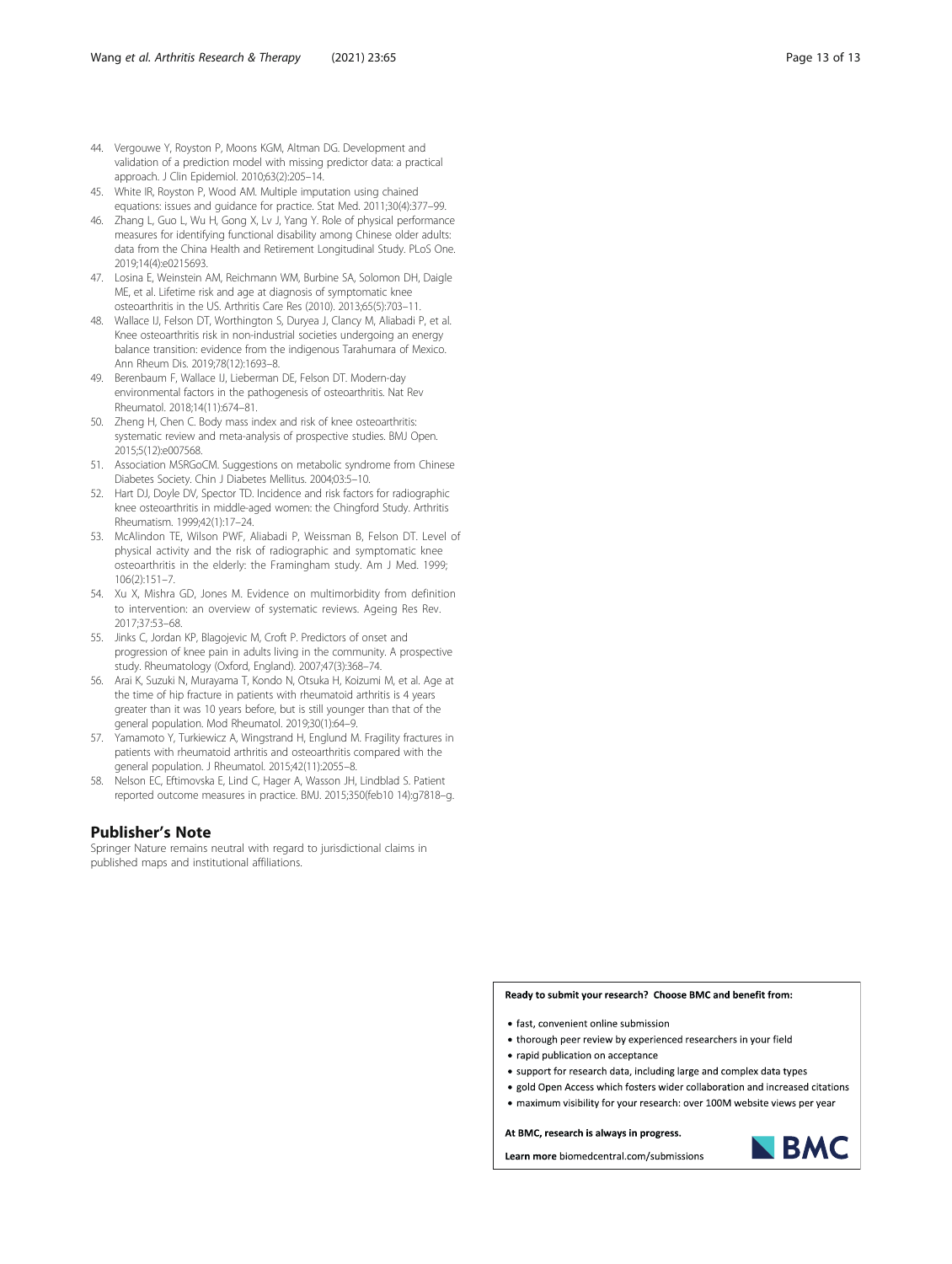44. Vergouwe Y, Royston P, Moons KGM, Altman DG. Development and validation of a prediction model with missing predictor data: a practical approach. J Clin Epidemiol. 2010;63(2):205–14.
45. White IR, Royston P, Wood AM. Multiple imputation using chained equations: issues and guidance for practice. Stat Med. 2011;30(4):377–99.
46. Zhang L, Guo L, Wu H, Gong X, Lv J, Yang Y. Role of physical performance measures for identifying functional disability among Chinese older adults: data from the China Health and Retirement Longitudinal Study. PLoS One. 2019;14(4):e0215693.
47. Losina E, Weinstein AM, Reichmann WM, Burbine SA, Solomon DH, Daigle ME, et al. Lifetime risk and age at diagnosis of symptomatic knee osteoarthritis in the US. Arthritis Care Res (2010). 2013;65(5):703–11.
48. Wallace IJ, Felson DT, Worthington S, Duryea J, Clancy M, Aliabadi P, et al. Knee osteoarthritis risk in non-industrial societies undergoing an energy balance transition: evidence from the indigenous Tarahumara of Mexico. Ann Rheum Dis. 2019;78(12):1693–8.
49. Berenbaum F, Wallace IJ, Lieberman DE, Felson DT. Modern-day environmental factors in the pathogenesis of osteoarthritis. Nat Rev Rheumatol. 2018;14(11):674–81.
50. Zheng H, Chen C. Body mass index and risk of knee osteoarthritis: systematic review and meta-analysis of prospective studies. BMJ Open. 2015;5(12):e007568.
51. Association MSRGoCM. Suggestions on metabolic syndrome from Chinese Diabetes Society. Chin J Diabetes Mellitus. 2004;03:5–10.
52. Hart DJ, Doyle DV, Spector TD. Incidence and risk factors for radiographic knee osteoarthritis in middle-aged women: the Chingford Study. Arthritis Rheumatism. 1999;42(1):17–24.
53. McAlindon TE, Wilson PWF, Aliabadi P, Weissman B, Felson DT. Level of physical activity and the risk of radiographic and symptomatic knee osteoarthritis in the elderly: the Framingham study. Am J Med. 1999; 106(2):151–7.
54. Xu X, Mishra GD, Jones M. Evidence on multimorbidity from definition to intervention: an overview of systematic reviews. Ageing Res Rev. 2017;37:53–68.
55. Jinks C, Jordan KP, Blagojevic M, Croft P. Predictors of onset and progression of knee pain in adults living in the community. A prospective study. Rheumatology (Oxford, England). 2007;47(3):368–74.
56. Arai K, Suzuki N, Murayama T, Kondo N, Otsuka H, Koizumi M, et al. Age at the time of hip fracture in patients with rheumatoid arthritis is 4 years greater than it was 10 years before, but is still younger than that of the general population. Mod Rheumatol. 2019;30(1):64–9.
57. Yamamoto Y, Turkiewicz A, Wingstrand H, Englund M. Fragility fractures in patients with rheumatoid arthritis and osteoarthritis compared with the general population. J Rheumatol. 2015;42(11):2055–8.
58. Nelson EC, Eftimovska E, Lind C, Hager A, Wasson JH, Lindblad S. Patient reported outcome measures in practice. BMJ. 2015;350(feb10 14):g7818–g.

## Publisher's Note

Springer Nature remains neutral with regard to jurisdictional claims in published maps and institutional affiliations.

**Ready to submit your research? Choose BMC and benefit from:**

- fast, convenient online submission
- thorough peer review by experienced researchers in your field
- rapid publication on acceptance
- support for research data, including large and complex data types
- gold Open Access which fosters wider collaboration and increased citations
- maximum visibility for your research: over 100M website views per year

**At BMC, research is always in progress.**

**Learn more** biomedcentral.com/submissions